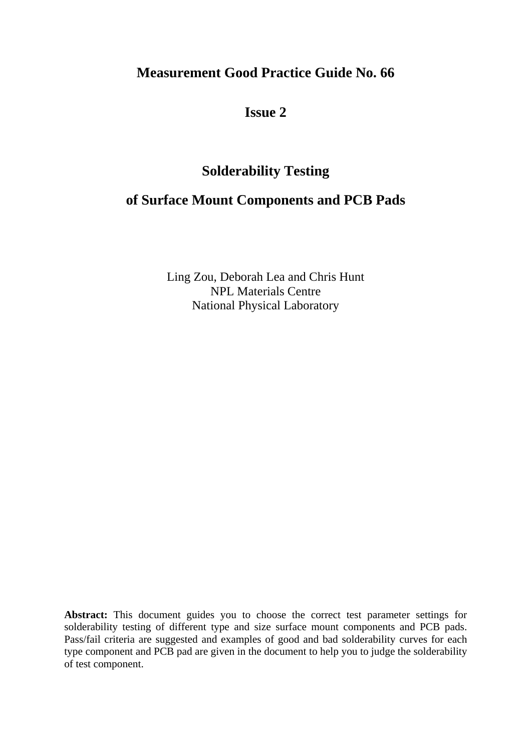# Measurement Good Practice Guide No. 66

## Issue 2

## Solderability Testing

## of Surface Mount Components and PCB Pads

Ling Zou, Deborah Lea and Chris Hunt
NPL Materials Centre
National Physical Laboratory

**Abstract:** This document guides you to choose the correct test parameter settings for solderability testing of different type and size surface mount components and PCB pads. Pass/fail criteria are suggested and examples of good and bad solderability curves for each type component and PCB pad are given in the document to help you to judge the solderability of test component.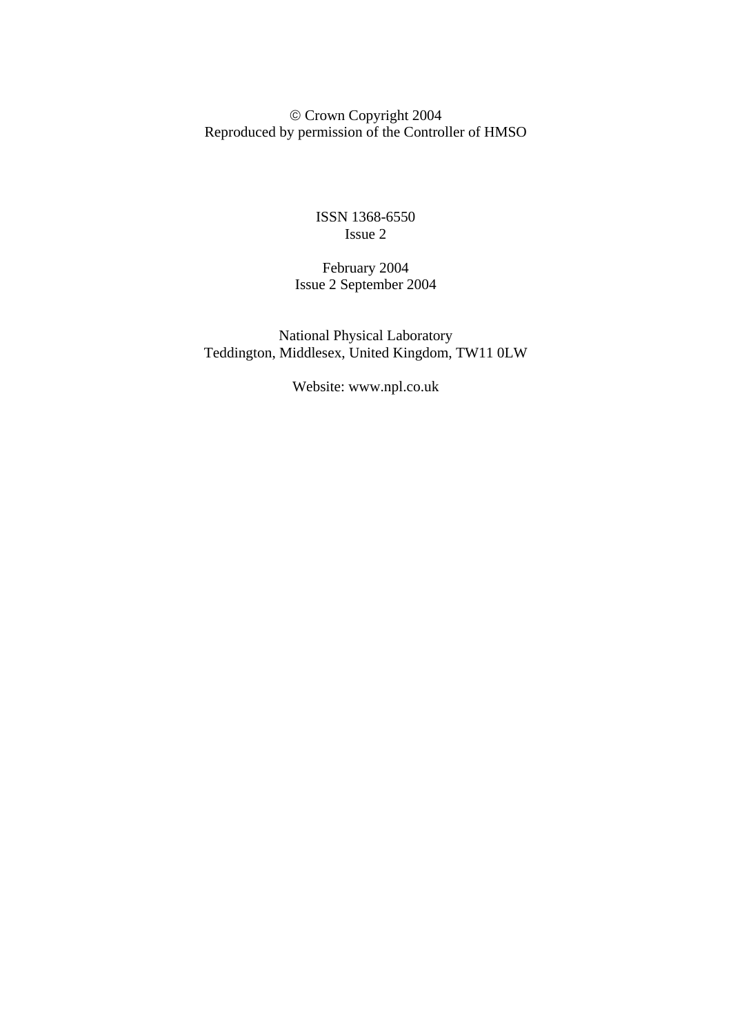© Crown Copyright 2004
Reproduced by permission of the Controller of HMSO

ISSN 1368-6550
Issue 2

February 2004
Issue 2 September 2004

National Physical Laboratory
Teddington, Middlesex, United Kingdom, TW11 0LW

Website: www.npl.co.uk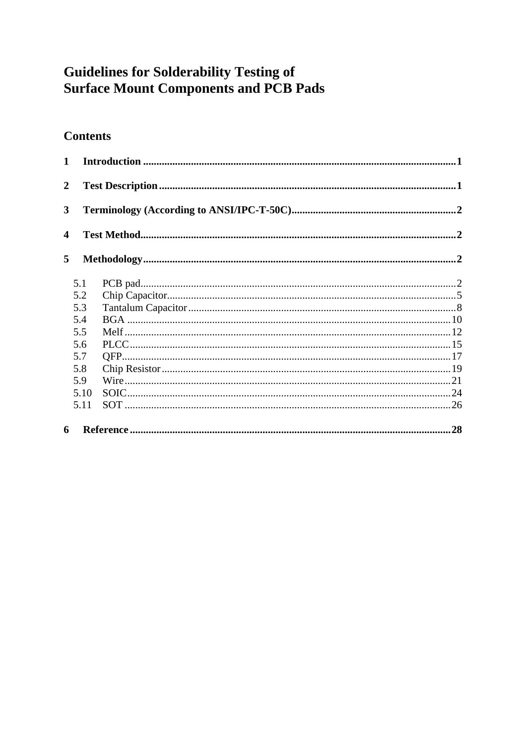# Guidelines for Solderability Testing of Surface Mount Components and PCB Pads

## Contents

**1 Introduction** .......... **1**

**2 Test Description** .......... **1**

**3 Terminology (According to ANSI/IPC-T-50C)** .......... **2**

**4 Test Method** .......... **2**

**5 Methodology** .......... **2**

- 5.1 PCB pad .......... 2
- 5.2 Chip Capacitor .......... 5
- 5.3 Tantalum Capacitor .......... 8
- 5.4 BGA .......... 10
- 5.5 Melf .......... 12
- 5.6 PLCC .......... 15
- 5.7 QFP .......... 17
- 5.8 Chip Resistor .......... 19
- 5.9 Wire .......... 21
- 5.10 SOIC .......... 24
- 5.11 SOT .......... 26

**6 Reference** .......... **28**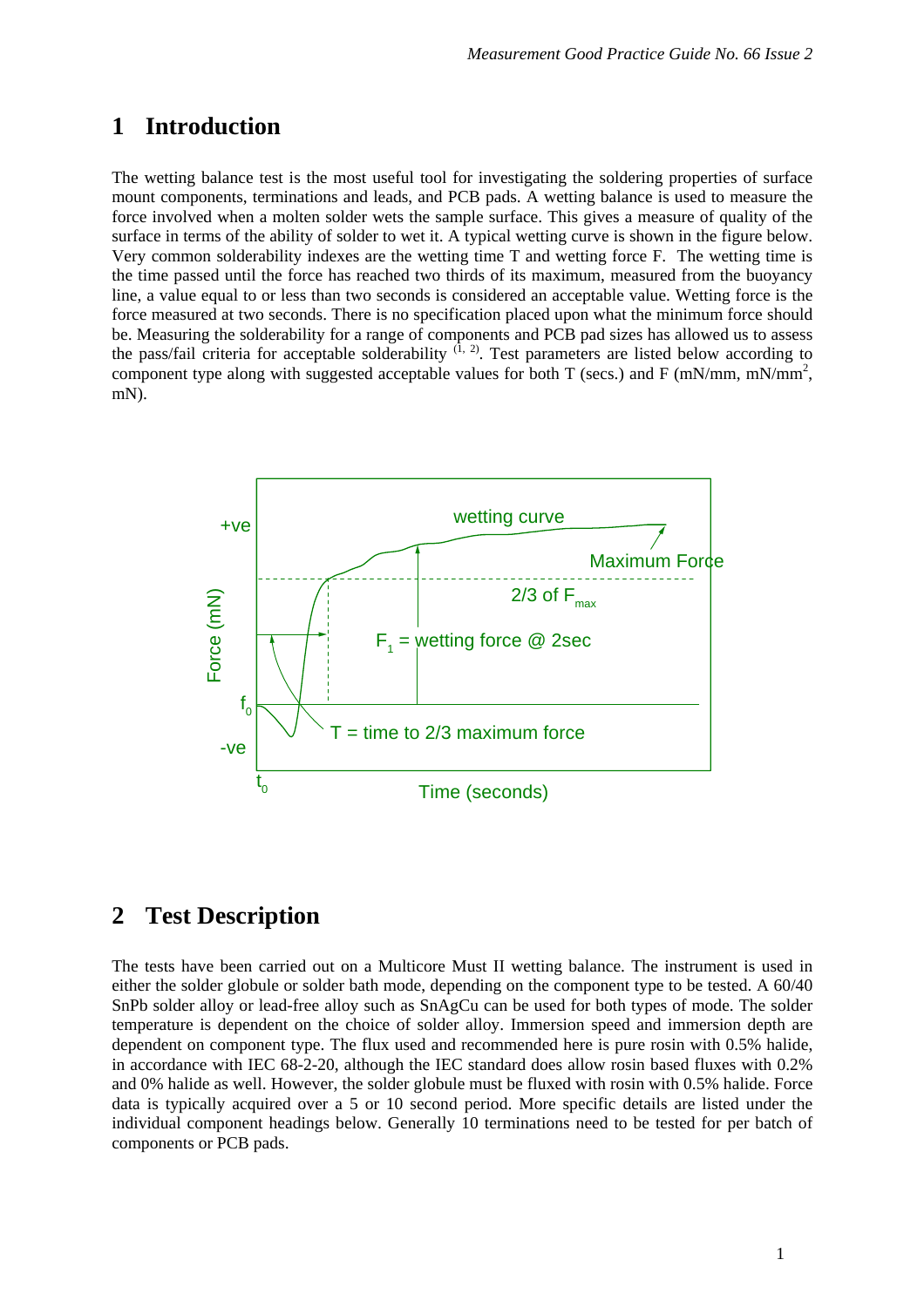# 1 Introduction

The wetting balance test is the most useful tool for investigating the soldering properties of surface mount components, terminations and leads, and PCB pads. A wetting balance is used to measure the force involved when a molten solder wets the sample surface. This gives a measure of quality of the surface in terms of the ability of solder to wet it. A typical wetting curve is shown in the figure below. Very common solderability indexes are the wetting time T and wetting force F. The wetting time is the time passed until the force has reached two thirds of its maximum, measured from the buoyancy line, a value equal to or less than two seconds is considered an acceptable value. Wetting force is the force measured at two seconds. There is no specification placed upon what the minimum force should be. Measuring the solderability for a range of components and PCB pad sizes has allowed us to assess the pass/fail criteria for acceptable solderability [1, 2]. Test parameters are listed below according to component type along with suggested acceptable values for both T (secs.) and F (mN/mm, mN/mm$^2$, mN).

# 2 Test Description

The tests have been carried out on a Multicore Must II wetting balance. The instrument is used in either the solder globule or solder bath mode, depending on the component type to be tested. A 60/40 SnPb solder alloy or lead-free alloy such as SnAgCu can be used for both types of mode. The solder temperature is dependent on the choice of solder alloy. Immersion speed and immersion depth are dependent on component type. The flux used and recommended here is pure rosin with 0.5% halide, in accordance with IEC 68-2-20, although the IEC standard does allow rosin based fluxes with 0.2% and 0% halide as well. However, the solder globule must be fluxed with rosin with 0.5% halide. Force data is typically acquired over a 5 or 10 second period. More specific details are listed under the individual component headings below. Generally 10 terminations need to be tested for per batch of components or PCB pads.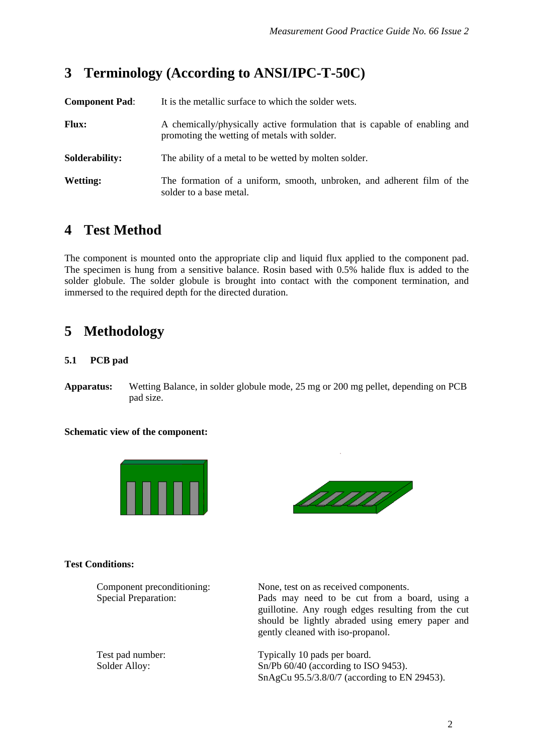# 3 Terminology (According to ANSI/IPC-T-50C)

**Component Pad**: It is the metallic surface to which the solder wets.

**Flux:** A chemically/physically active formulation that is capable of enabling and promoting the wetting of metals with solder.

**Solderability:** The ability of a metal to be wetted by molten solder.

**Wetting:** The formation of a uniform, smooth, unbroken, and adherent film of the solder to a base metal.

# 4 Test Method

The component is mounted onto the appropriate clip and liquid flux applied to the component pad. The specimen is hung from a sensitive balance. Rosin based with 0.5% halide flux is added to the solder globule. The solder globule is brought into contact with the component termination, and immersed to the required depth for the directed duration.

# 5 Methodology

## 5.1 PCB pad

**Apparatus:** Wetting Balance, in solder globule mode, 25 mg or 200 mg pellet, depending on PCB pad size.

**Schematic view of the component:**

**Test Conditions:**

| | |
|---|---|
| Component preconditioning: | None, test on as received components. |
| Special Preparation: | Pads may need to be cut from a board, using a guillotine. Any rough edges resulting from the cut should be lightly abraded using emery paper and gently cleaned with iso-propanol. |
| Test pad number: | Typically 10 pads per board. |
| Solder Alloy: | Sn/Pb 60/40 (according to ISO 9453). SnAgCu 95.5/3.8/0/7 (according to EN 29453). |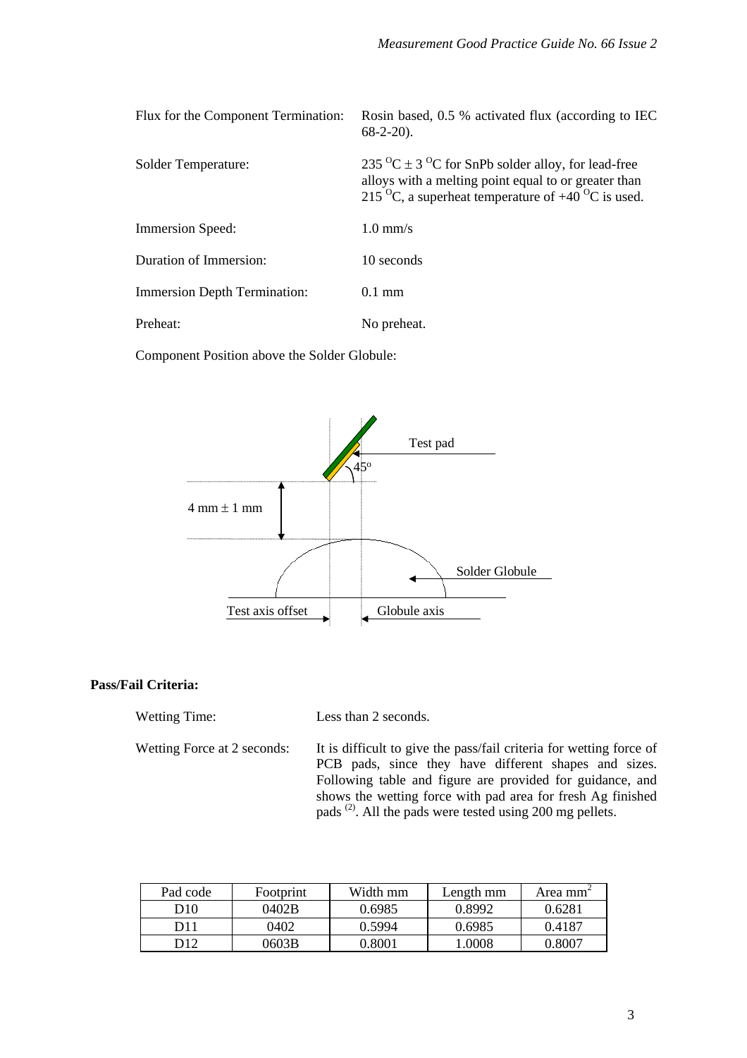Flux for the Component Termination: Rosin based, 0.5 % activated flux (according to IEC 68-2-20).

Solder Temperature: 235 $^{O}$C ± 3 $^{O}$C for SnPb solder alloy, for lead-free alloys with a melting point equal to or greater than 215 $^{O}$C, a superheat temperature of +40 $^{O}$C is used.

Immersion Speed: 1.0 mm/s

Duration of Immersion: 10 seconds

Immersion Depth Termination: 0.1 mm

Preheat: No preheat.

Component Position above the Solder Globule:

**Pass/Fail Criteria:**

Wetting Time: Less than 2 seconds.

Wetting Force at 2 seconds: It is difficult to give the pass/fail criteria for wetting force of PCB pads, since they have different shapes and sizes. Following table and figure are provided for guidance, and shows the wetting force with pad area for fresh Ag finished pads [2]. All the pads were tested using 200 mg pellets.

| Pad code | Footprint | Width mm | Length mm | Area mm$^2$ |
|---|---|---|---|---|
| D10 | 0402B | 0.6985 | 0.8992 | 0.6281 |
| D11 | 0402 | 0.5994 | 0.6985 | 0.4187 |
| D12 | 0603B | 0.8001 | 1.0008 | 0.8007 |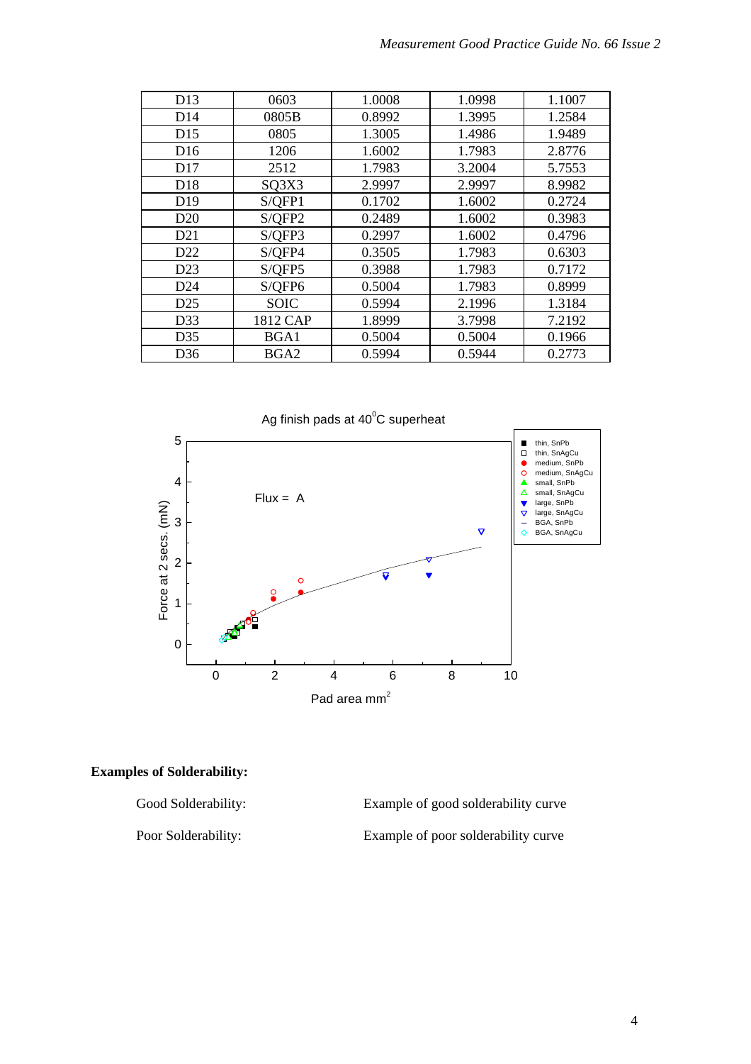| D13 | 0603 | 1.0008 | 1.0998 | 1.1007 |
|---|---|---|---|---|
| D14 | 0805B | 0.8992 | 1.3995 | 1.2584 |
| D15 | 0805 | 1.3005 | 1.4986 | 1.9489 |
| D16 | 1206 | 1.6002 | 1.7983 | 2.8776 |
| D17 | 2512 | 1.7983 | 3.2004 | 5.7553 |
| D18 | SQ3X3 | 2.9997 | 2.9997 | 8.9982 |
| D19 | S/QFP1 | 0.1702 | 1.6002 | 0.2724 |
| D20 | S/QFP2 | 0.2489 | 1.6002 | 0.3983 |
| D21 | S/QFP3 | 0.2997 | 1.6002 | 0.4796 |
| D22 | S/QFP4 | 0.3505 | 1.7983 | 0.6303 |
| D23 | S/QFP5 | 0.3988 | 1.7983 | 0.7172 |
| D24 | S/QFP6 | 0.5004 | 1.7983 | 0.8999 |
| D25 | SOIC | 0.5994 | 2.1996 | 1.3184 |
| D33 | 1812 CAP | 1.8999 | 3.7998 | 7.2192 |
| D35 | BGA1 | 0.5004 | 0.5004 | 0.1966 |
| D36 | BGA2 | 0.5994 | 0.5944 | 0.2773 |

**Examples of Solderability:**

Good Solderability: Example of good solderability curve

Poor Solderability: Example of poor solderability curve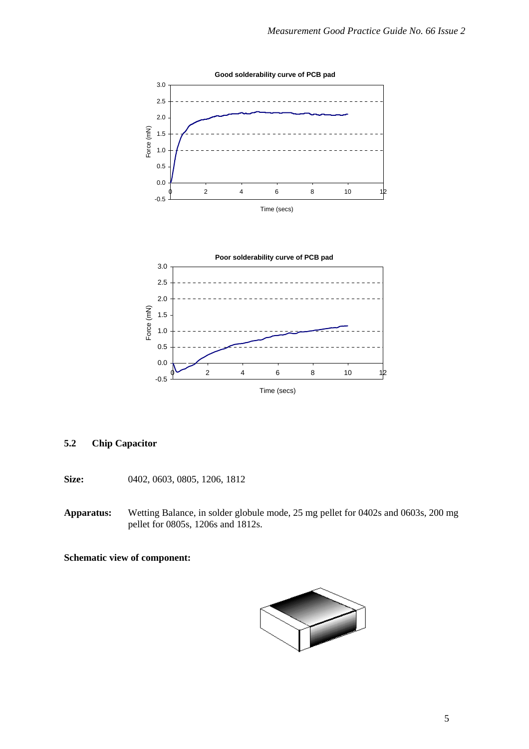**Good solderability curve of PCB pad**

**Poor solderability curve of PCB pad**

## 5.2 Chip Capacitor

**Size:** 0402, 0603, 0805, 1206, 1812

**Apparatus:** Wetting Balance, in solder globule mode, 25 mg pellet for 0402s and 0603s, 200 mg pellet for 0805s, 1206s and 1812s.

**Schematic view of component:**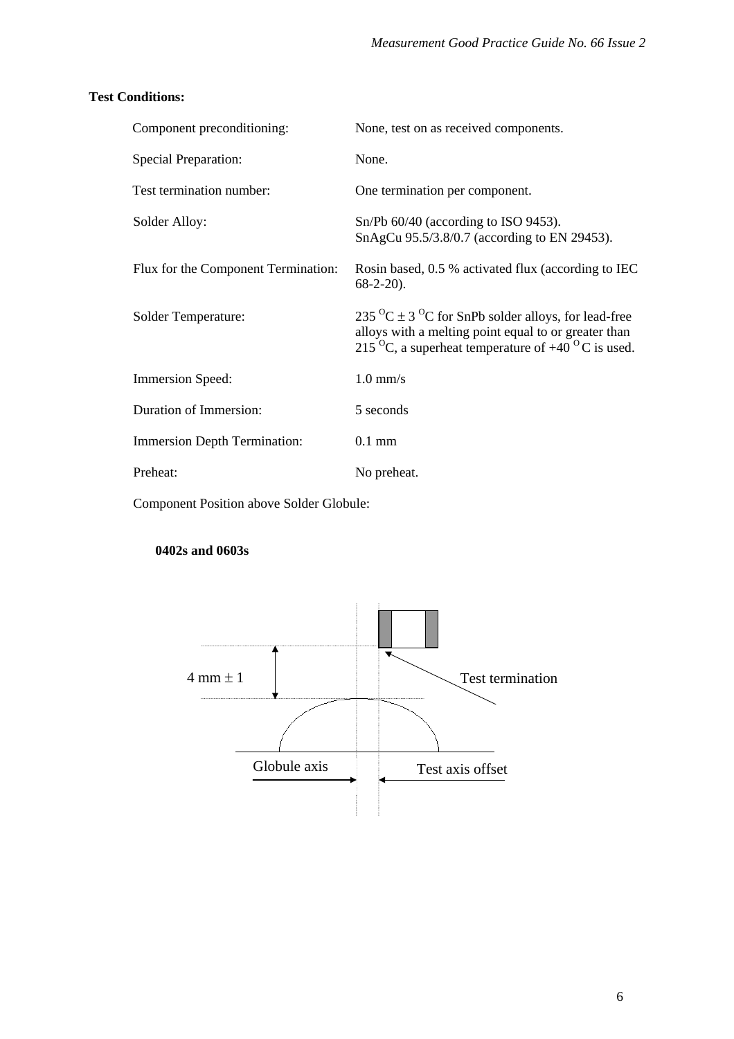**Test Conditions:**

| | |
|---|---|
| Component preconditioning: | None, test on as received components. |
| Special Preparation: | None. |
| Test termination number: | One termination per component. |
| Solder Alloy: | Sn/Pb 60/40 (according to ISO 9453). SnAgCu 95.5/3.8/0.7 (according to EN 29453). |
| Flux for the Component Termination: | Rosin based, 0.5 % activated flux (according to IEC 68-2-20). |
| Solder Temperature: | 235 $^{O}$C ± 3 $^{O}$C for SnPb solder alloys, for lead-free alloys with a melting point equal to or greater than 215 $^{O}$C, a superheat temperature of +40 $^{O}$C is used. |
| Immersion Speed: | 1.0 mm/s |
| Duration of Immersion: | 5 seconds |
| Immersion Depth Termination: | 0.1 mm |
| Preheat: | No preheat. |

Component Position above Solder Globule:

**0402s and 0603s**

4 mm ± 1

Test termination

Globule axis

Test axis offset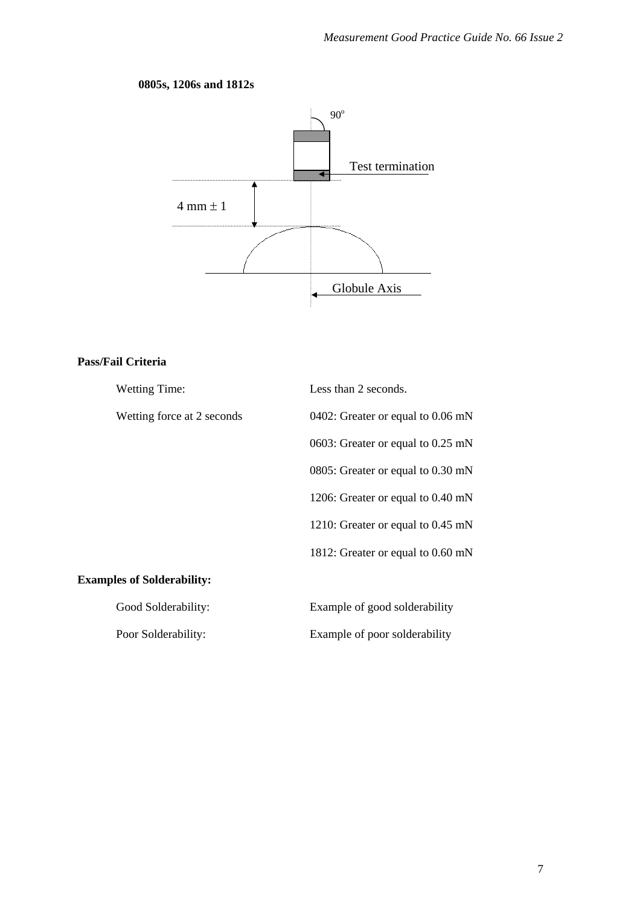**0805s, 1206s and 1812s**

90°

Test termination

4 mm ± 1

Globule Axis

**Pass/Fail Criteria**

| | |
|---|---|
| Wetting Time: | Less than 2 seconds. |
| Wetting force at 2 seconds | 0402: Greater or equal to 0.06 mN |
| | 0603: Greater or equal to 0.25 mN |
| | 0805: Greater or equal to 0.30 mN |
| | 1206: Greater or equal to 0.40 mN |
| | 1210: Greater or equal to 0.45 mN |
| | 1812: Greater or equal to 0.60 mN |

**Examples of Solderability:**

| | |
|---|---|
| Good Solderability: | Example of good solderability |
| Poor Solderability: | Example of poor solderability |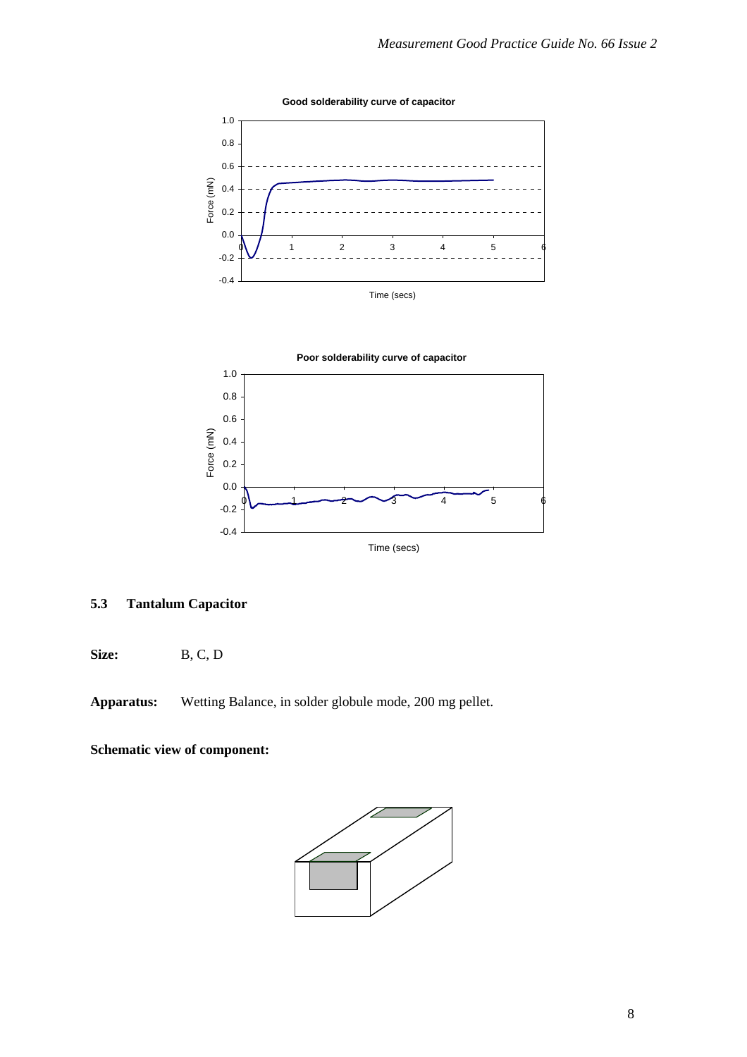**Good solderability curve of capacitor**

**Poor solderability curve of capacitor**

## 5.3 Tantalum Capacitor

**Size:** B, C, D

**Apparatus:** Wetting Balance, in solder globule mode, 200 mg pellet.

**Schematic view of component:**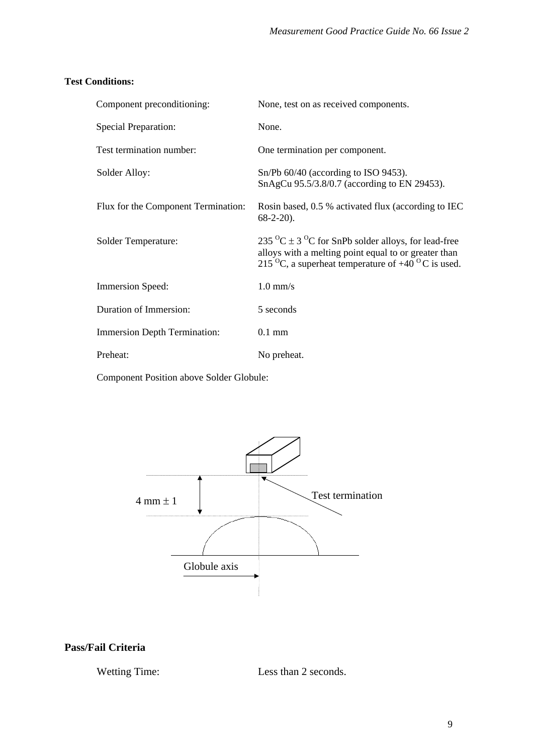**Test Conditions:**

| | |
|---|---|
| Component preconditioning: | None, test on as received components. |
| Special Preparation: | None. |
| Test termination number: | One termination per component. |
| Solder Alloy: | Sn/Pb 60/40 (according to ISO 9453). SnAgCu 95.5/3.8/0.7 (according to EN 29453). |
| Flux for the Component Termination: | Rosin based, 0.5 % activated flux (according to IEC 68-2-20). |
| Solder Temperature: | 235 $^{O}$C ± 3 $^{O}$C for SnPb solder alloys, for lead-free alloys with a melting point equal to or greater than 215 $^{O}$C, a superheat temperature of +40 $^{O}$C is used. |
| Immersion Speed: | 1.0 mm/s |
| Duration of Immersion: | 5 seconds |
| Immersion Depth Termination: | 0.1 mm |
| Preheat: | No preheat. |

Component Position above Solder Globule:

4 mm ± 1

Test termination

Globule axis

**Pass/Fail Criteria**

| | |
|---|---|
| Wetting Time: | Less than 2 seconds. |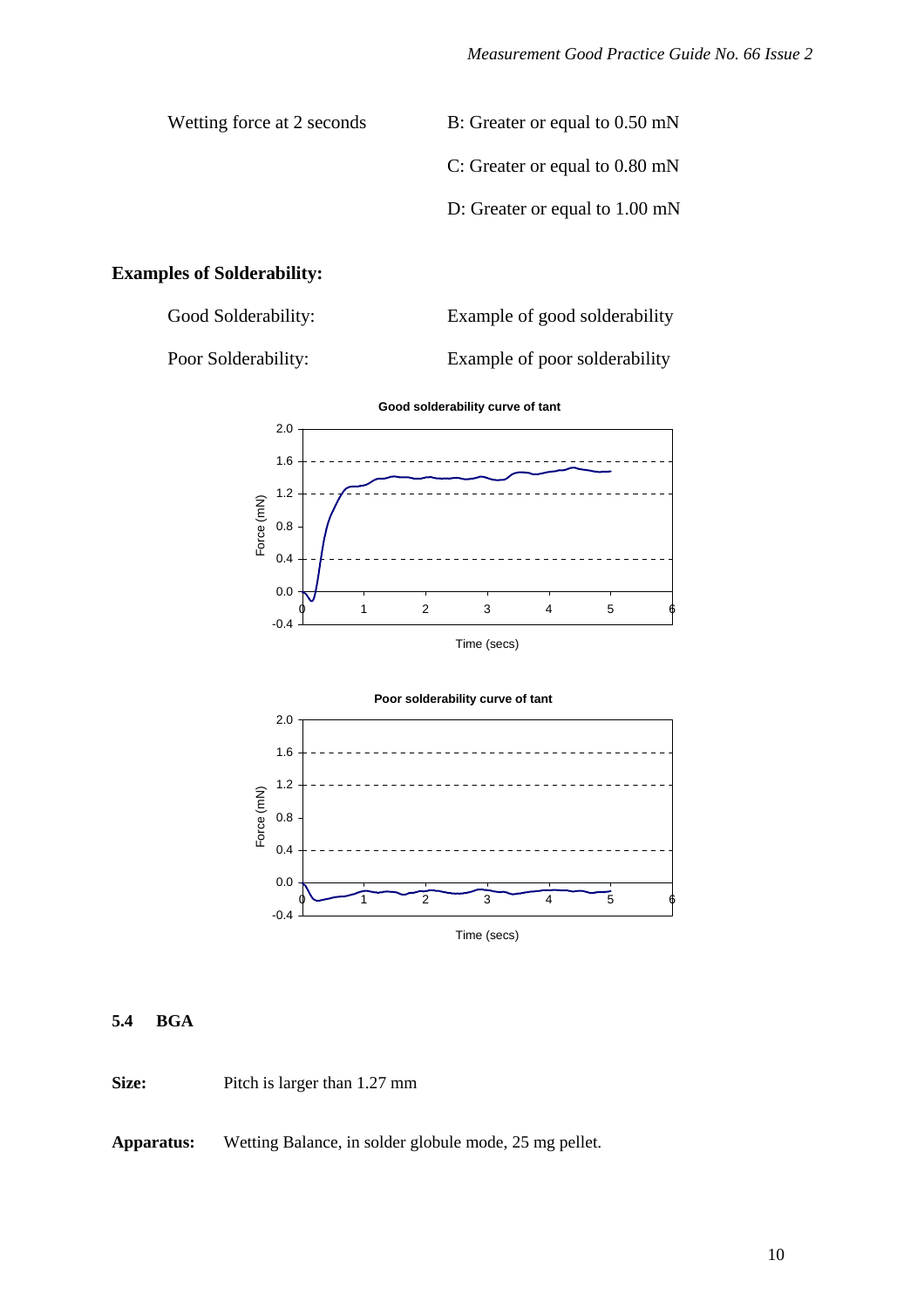| | |
|---|---|
| Wetting force at 2 seconds | B: Greater or equal to 0.50 mN |
| | C: Greater or equal to 0.80 mN |
| | D: Greater or equal to 1.00 mN |

**Examples of Solderability:**

| | |
|---|---|
| Good Solderability: | Example of good solderability |
| Poor Solderability: | Example of poor solderability |

**Good solderability curve of tant**

**Poor solderability curve of tant**

### 5.4 BGA

**Size:** Pitch is larger than 1.27 mm

**Apparatus:** Wetting Balance, in solder globule mode, 25 mg pellet.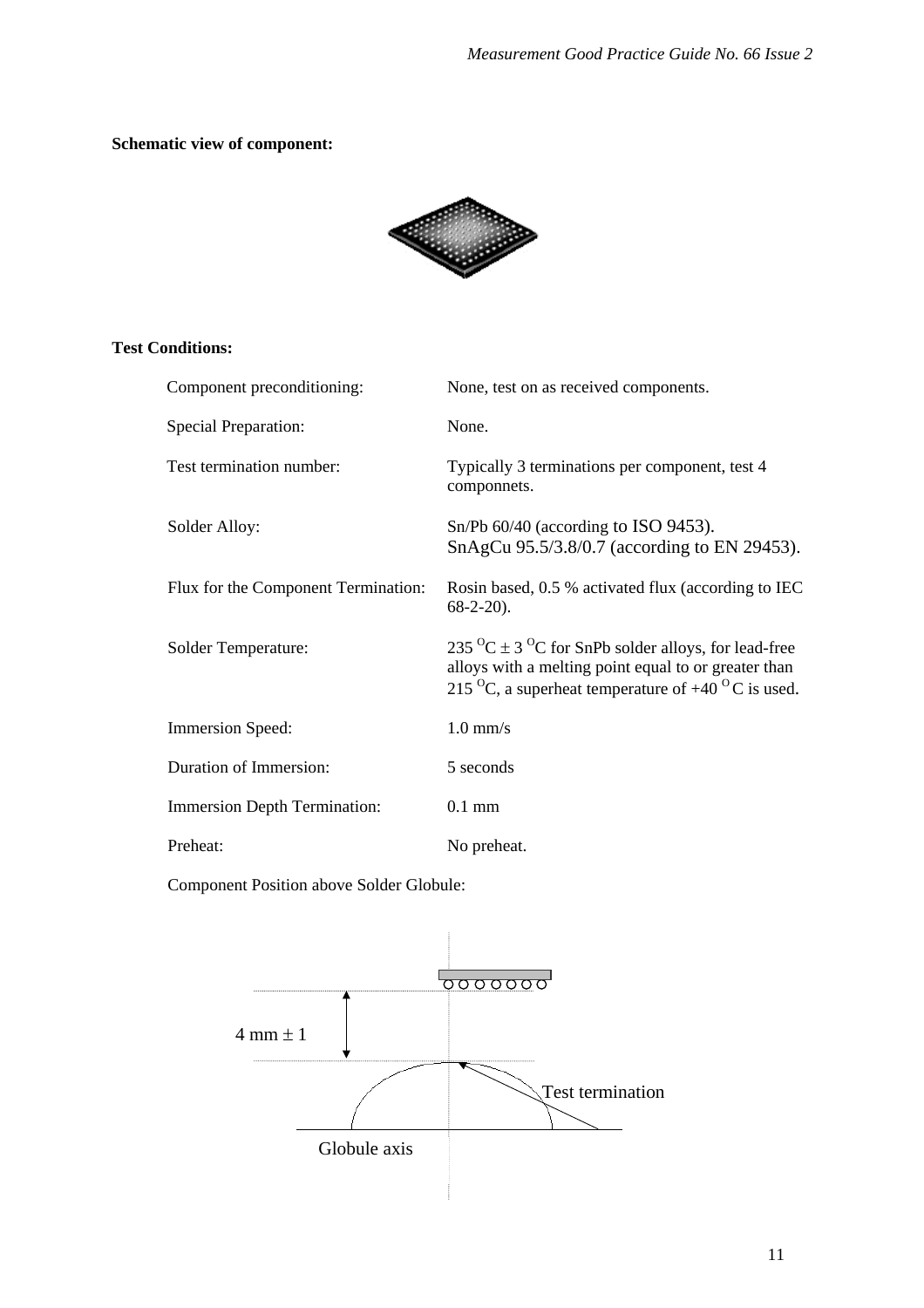**Schematic view of component:**

**Test Conditions:**

| | |
|---|---|
| Component preconditioning: | None, test on as received components. |
| Special Preparation: | None. |
| Test termination number: | Typically 3 terminations per component, test 4 componnets. |
| Solder Alloy: | Sn/Pb 60/40 (according to ISO 9453). SnAgCu 95.5/3.8/0.7 (according to EN 29453). |
| Flux for the Component Termination: | Rosin based, 0.5 % activated flux (according to IEC 68-2-20). |
| Solder Temperature: | 235 $^{O}$C ± 3 $^{O}$C for SnPb solder alloys, for lead-free alloys with a melting point equal to or greater than 215 $^{O}$C, a superheat temperature of +40 $^{O}$C is used. |
| Immersion Speed: | 1.0 mm/s |
| Duration of Immersion: | 5 seconds |
| Immersion Depth Termination: | 0.1 mm |
| Preheat: | No preheat. |

Component Position above Solder Globule:

4 mm ± 1

Test termination

Globule axis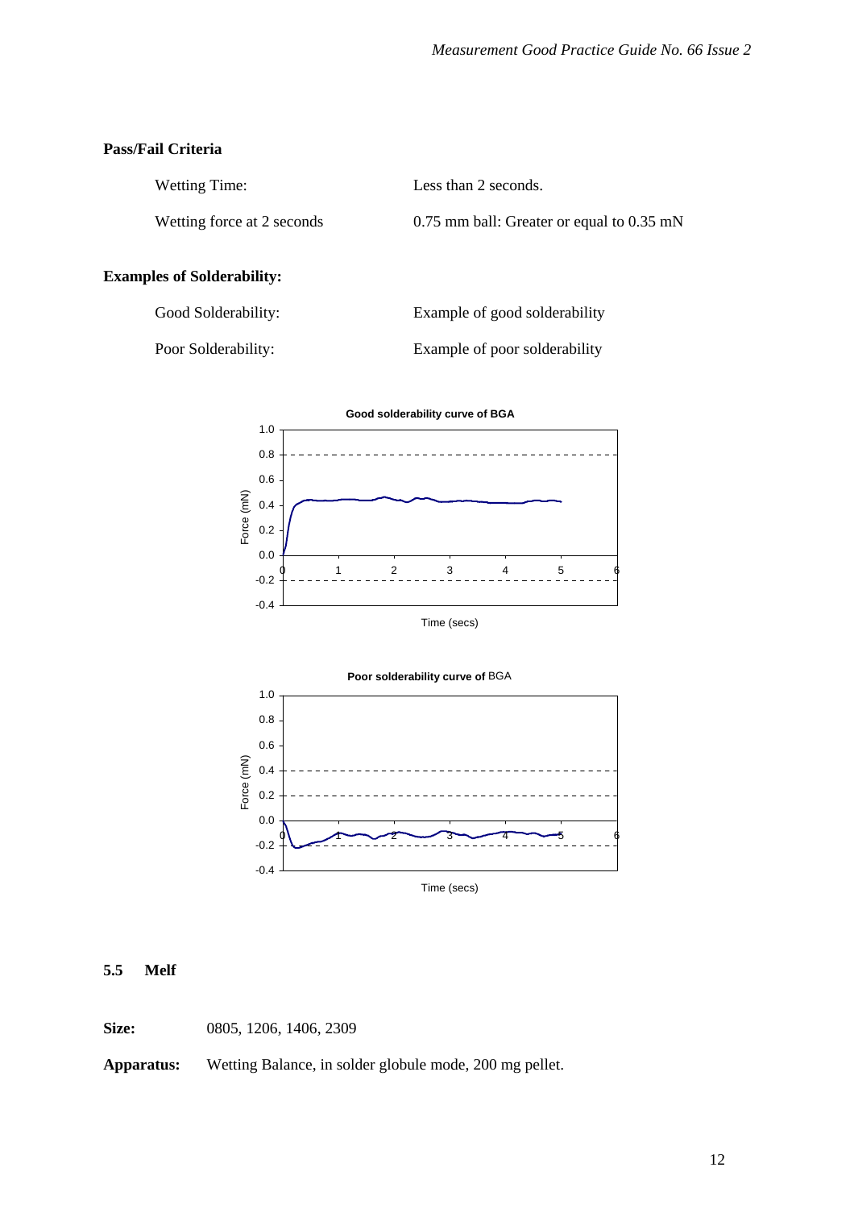**Pass/Fail Criteria**

| | |
|---|---|
| Wetting Time: | Less than 2 seconds. |
| Wetting force at 2 seconds | 0.75 mm ball: Greater or equal to 0.35 mN |

**Examples of Solderability:**

| | |
|---|---|
| Good Solderability: | Example of good solderability |
| Poor Solderability: | Example of poor solderability |

## 5.5 Melf

**Size:** 0805, 1206, 1406, 2309

**Apparatus:** Wetting Balance, in solder globule mode, 200 mg pellet.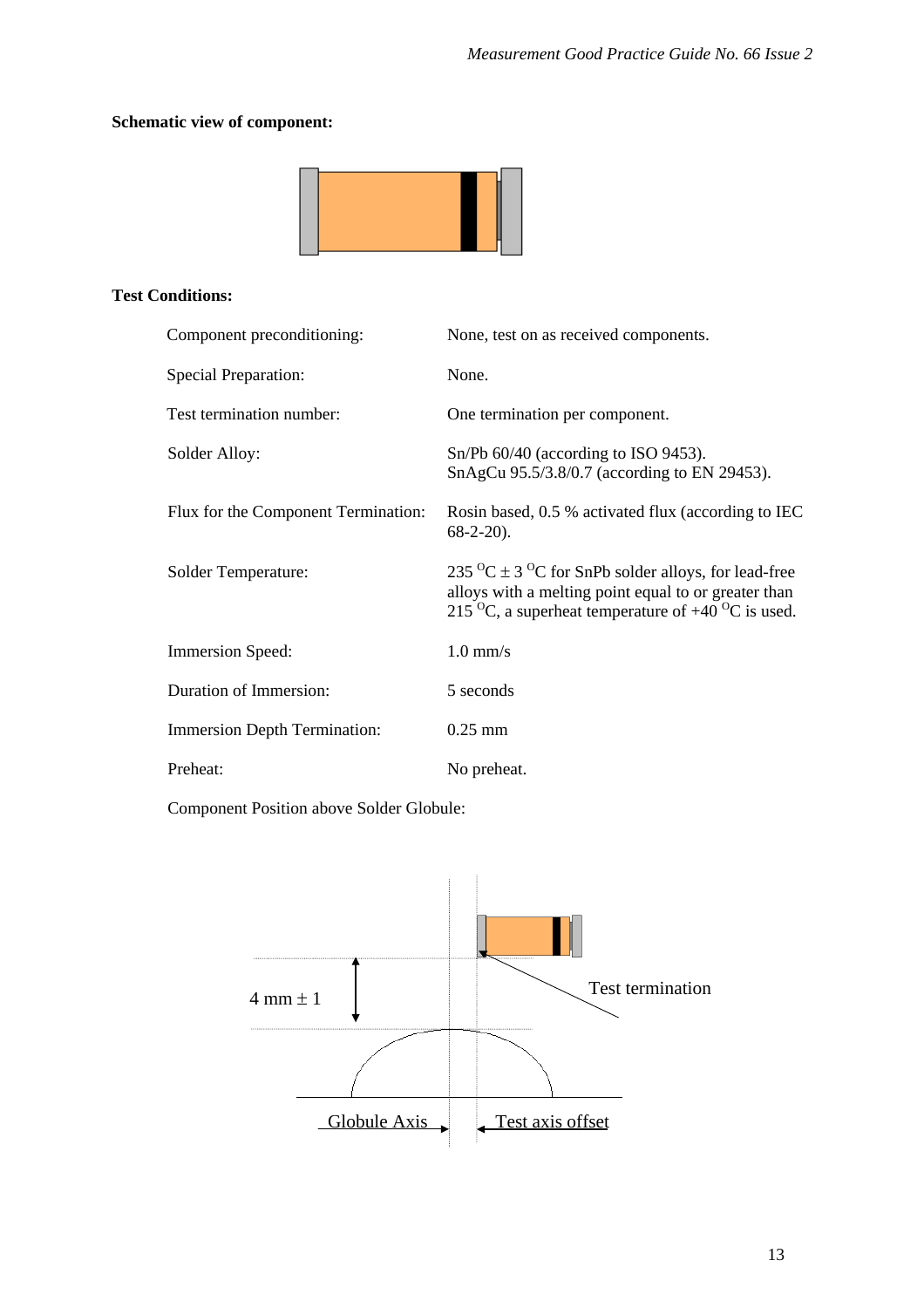**Schematic view of component:**

**Test Conditions:**

| | |
|---|---|
| Component preconditioning: | None, test on as received components. |
| Special Preparation: | None. |
| Test termination number: | One termination per component. |
| Solder Alloy: | Sn/Pb 60/40 (according to ISO 9453).<br>SnAgCu 95.5/3.8/0.7 (according to EN 29453). |
| Flux for the Component Termination: | Rosin based, 0.5 % activated flux (according to IEC 68-2-20). |
| Solder Temperature: | 235 $^{O}$C ± 3 $^{O}$C for SnPb solder alloys, for lead-free alloys with a melting point equal to or greater than 215 $^{O}$C, a superheat temperature of +40 $^{O}$C is used. |
| Immersion Speed: | 1.0 mm/s |
| Duration of Immersion: | 5 seconds |
| Immersion Depth Termination: | 0.25 mm |
| Preheat: | No preheat. |

Component Position above Solder Globule:

4 mm ± 1

Test termination

Globule Axis

Test axis offset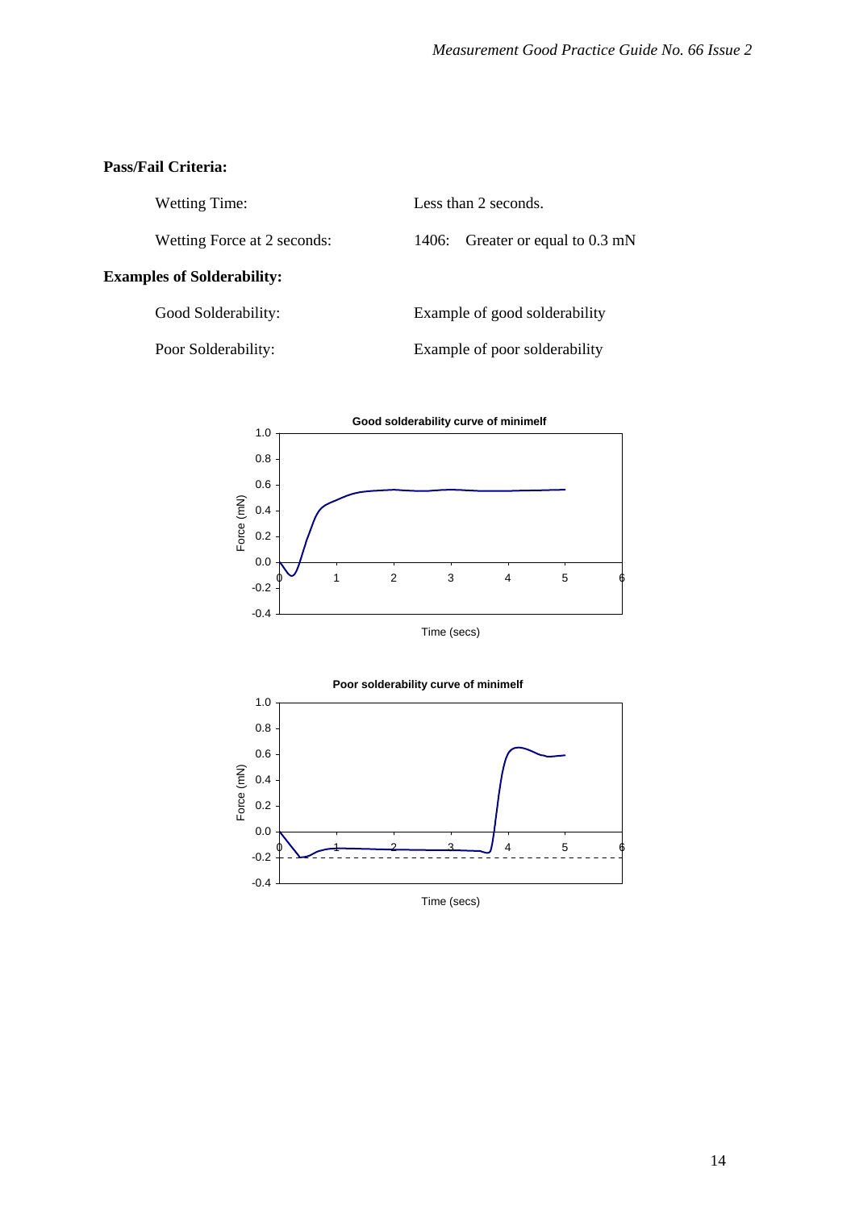**Pass/Fail Criteria:**

| | |
|---|---|
| Wetting Time: | Less than 2 seconds. |
| Wetting Force at 2 seconds: | 1406: Greater or equal to 0.3 mN |

**Examples of Solderability:**

| | |
|---|---|
| Good Solderability: | Example of good solderability |
| Poor Solderability: | Example of poor solderability |

Good solderability curve of minimelf

Poor solderability curve of minimelf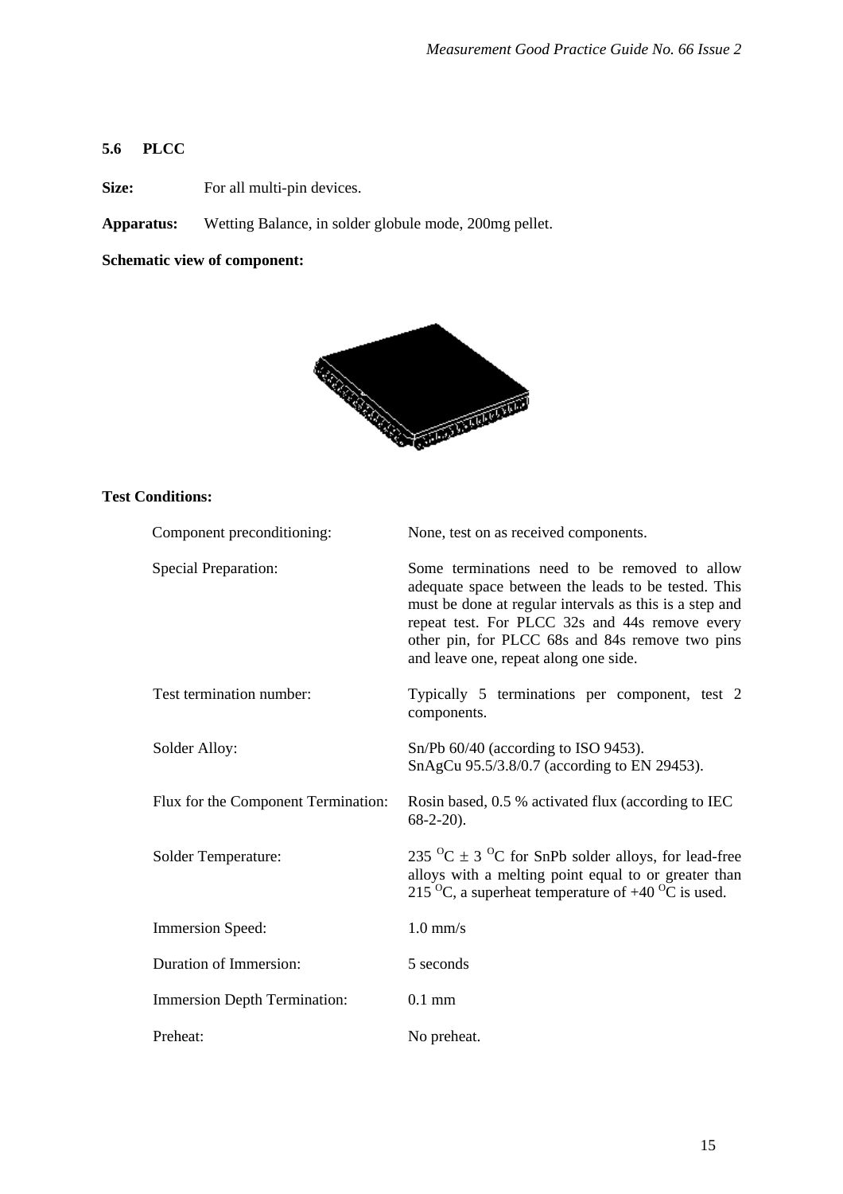### 5.6 PLCC

**Size:** For all multi-pin devices.

**Apparatus:** Wetting Balance, in solder globule mode, 200mg pellet.

**Schematic view of component:**

**Test Conditions:**

| | |
|---|---|
| Component preconditioning: | None, test on as received components. |
| Special Preparation: | Some terminations need to be removed to allow adequate space between the leads to be tested. This must be done at regular intervals as this is a step and repeat test. For PLCC 32s and 44s remove every other pin, for PLCC 68s and 84s remove two pins and leave one, repeat along one side. |
| Test termination number: | Typically 5 terminations per component, test 2 components. |
| Solder Alloy: | Sn/Pb 60/40 (according to ISO 9453).<br>SnAgCu 95.5/3.8/0.7 (according to EN 29453). |
| Flux for the Component Termination: | Rosin based, 0.5 % activated flux (according to IEC 68-2-20). |
| Solder Temperature: | 235 $^{O}$C ± 3 $^{O}$C for SnPb solder alloys, for lead-free alloys with a melting point equal to or greater than 215 $^{O}$C, a superheat temperature of +40 $^{O}$C is used. |
| Immersion Speed: | 1.0 mm/s |
| Duration of Immersion: | 5 seconds |
| Immersion Depth Termination: | 0.1 mm |
| Preheat: | No preheat. |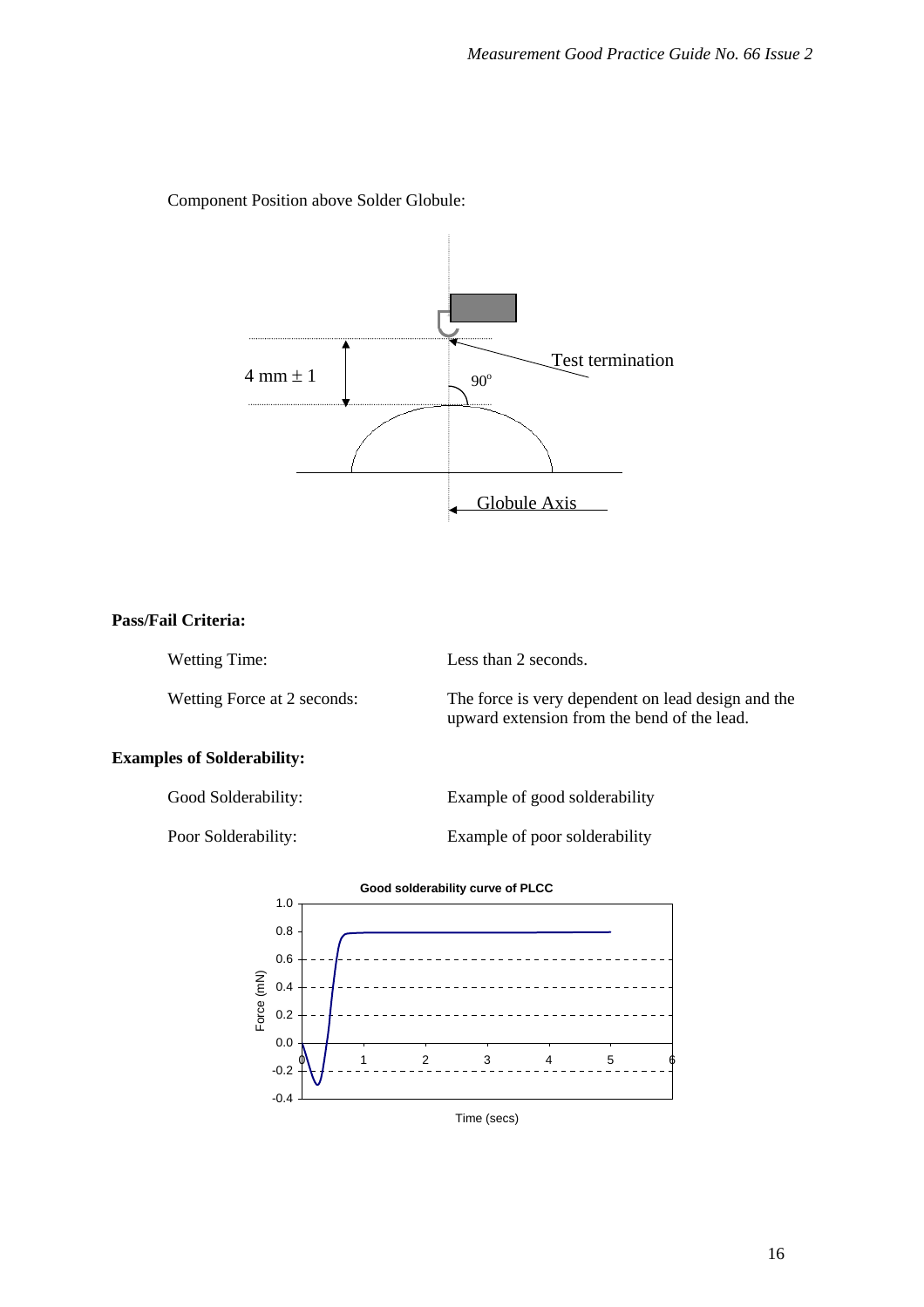Component Position above Solder Globule:

**Pass/Fail Criteria:**

| | |
|---|---|
| Wetting Time: | Less than 2 seconds. |
| Wetting Force at 2 seconds: | The force is very dependent on lead design and the upward extension from the bend of the lead. |

**Examples of Solderability:**

| | |
|---|---|
| Good Solderability: | Example of good solderability |
| Poor Solderability: | Example of poor solderability |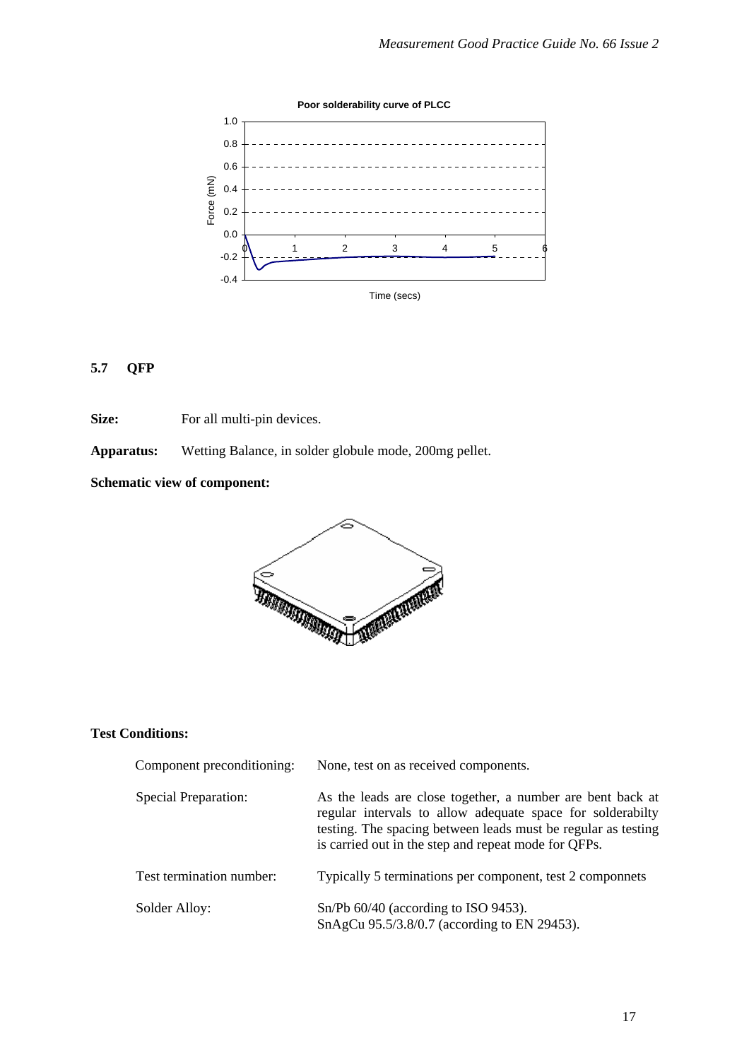Poor solderability curve of PLCC

## 5.7 QFP

**Size:** For all multi-pin devices.

**Apparatus:** Wetting Balance, in solder globule mode, 200mg pellet.

**Schematic view of component:**

**Test Conditions:**

| | |
|---|---|
| Component preconditioning: | None, test on as received components. |
| Special Preparation: | As the leads are close together, a number are bent back at regular intervals to allow adequate space for solderabilty testing. The spacing between leads must be regular as testing is carried out in the step and repeat mode for QFPs. |
| Test termination number: | Typically 5 terminations per component, test 2 componnets |
| Solder Alloy: | Sn/Pb 60/40 (according to ISO 9453).<br>SnAgCu 95.5/3.8/0.7 (according to EN 29453). |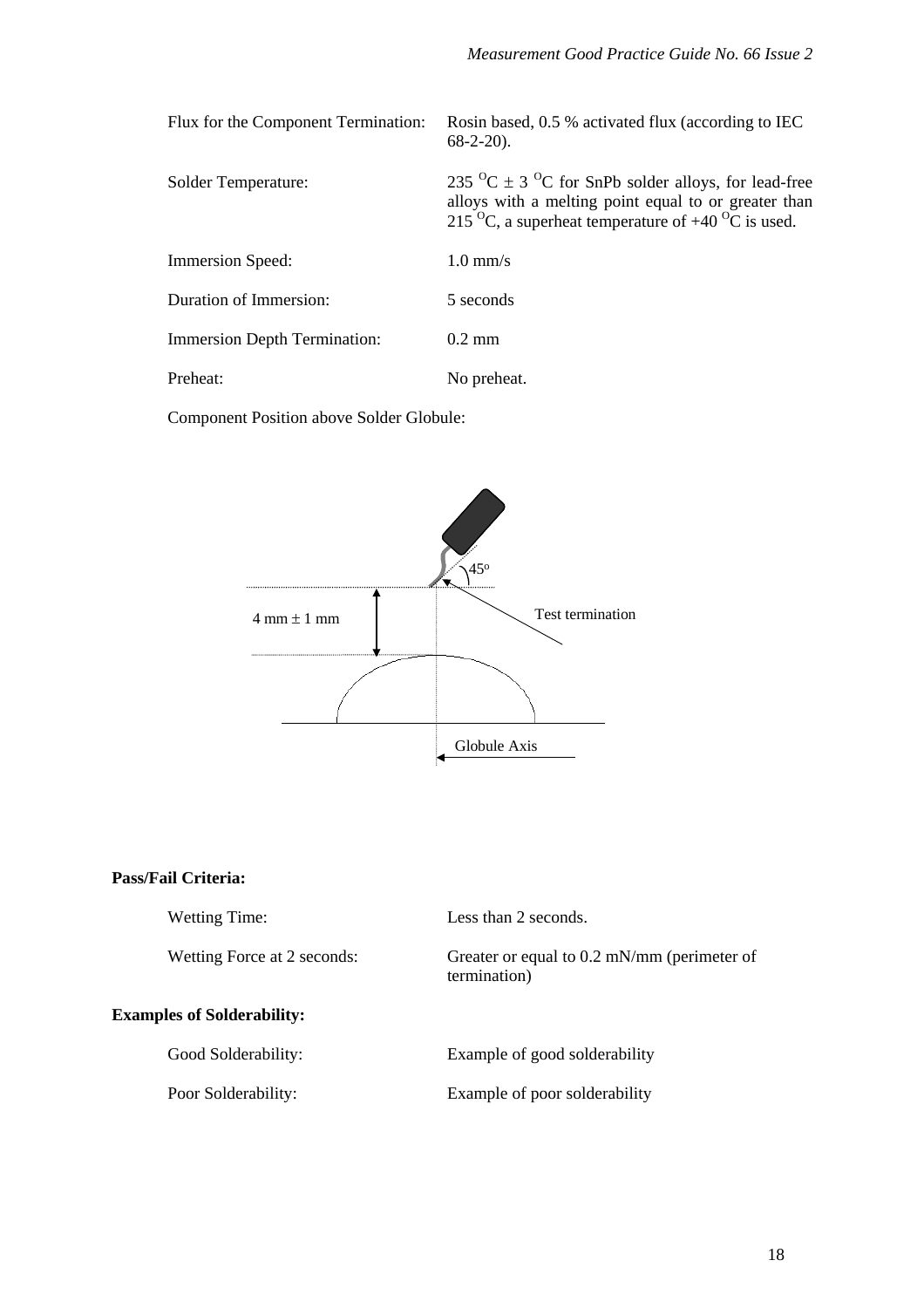| | |
|---|---|
| Flux for the Component Termination: | Rosin based, 0.5 % activated flux (according to IEC 68-2-20). |
| Solder Temperature: | 235 $^{O}$C ± 3 $^{O}$C for SnPb solder alloys, for lead-free alloys with a melting point equal to or greater than 215 $^{O}$C, a superheat temperature of +40 $^{O}$C is used. |
| Immersion Speed: | 1.0 mm/s |
| Duration of Immersion: | 5 seconds |
| Immersion Depth Termination: | 0.2 mm |
| Preheat: | No preheat. |

Component Position above Solder Globule:

45°

4 mm ± 1 mm

Test termination

Globule Axis

**Pass/Fail Criteria:**

| | |
|---|---|
| Wetting Time: | Less than 2 seconds. |
| Wetting Force at 2 seconds: | Greater or equal to 0.2 mN/mm (perimeter of termination) |

**Examples of Solderability:**

| | |
|---|---|
| Good Solderability: | Example of good solderability |
| Poor Solderability: | Example of poor solderability |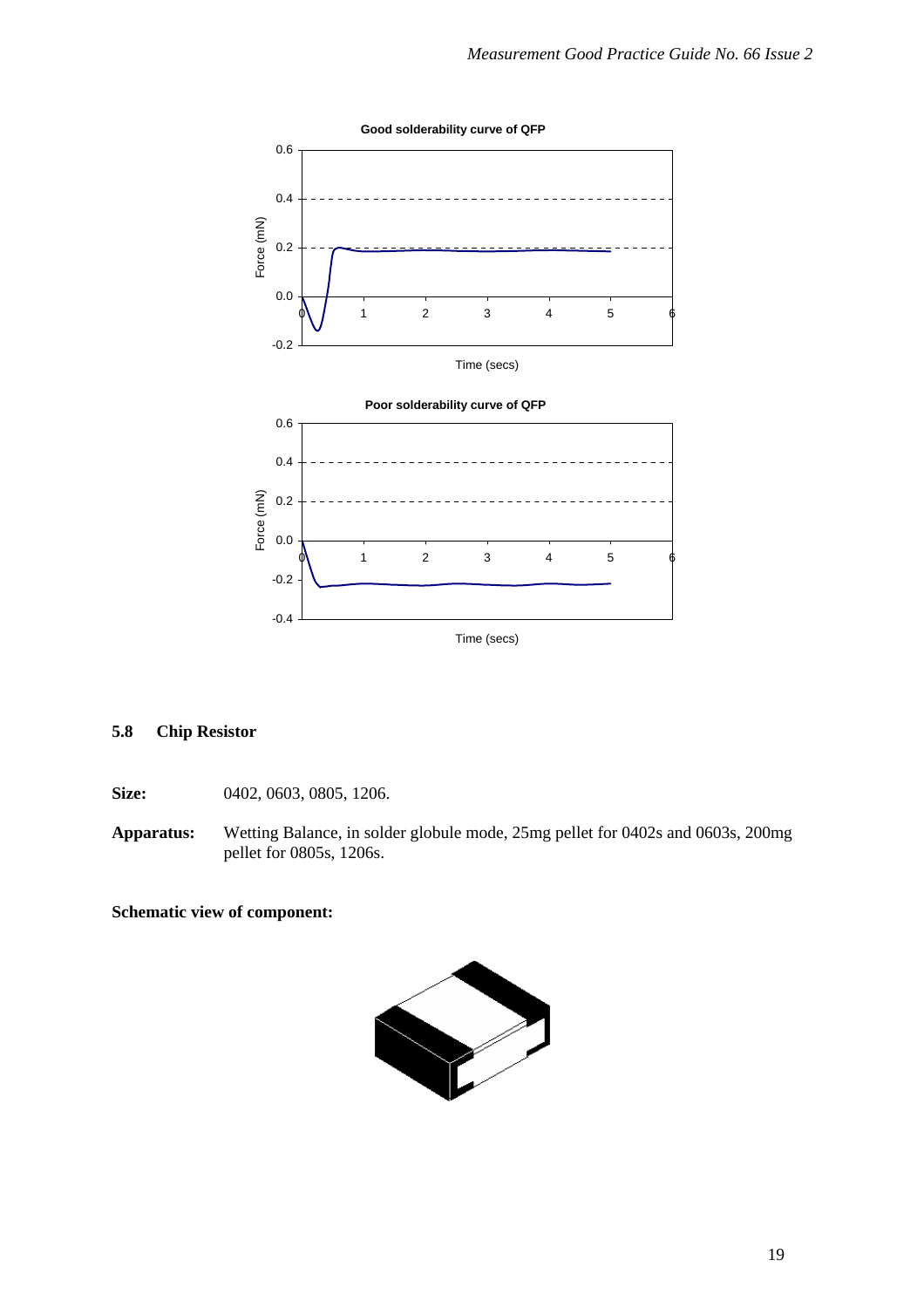**Good solderability curve of QFP**

**Poor solderability curve of QFP**

## 5.8 Chip Resistor

**Size:** 0402, 0603, 0805, 1206.

**Apparatus:** Wetting Balance, in solder globule mode, 25mg pellet for 0402s and 0603s, 200mg pellet for 0805s, 1206s.

**Schematic view of component:**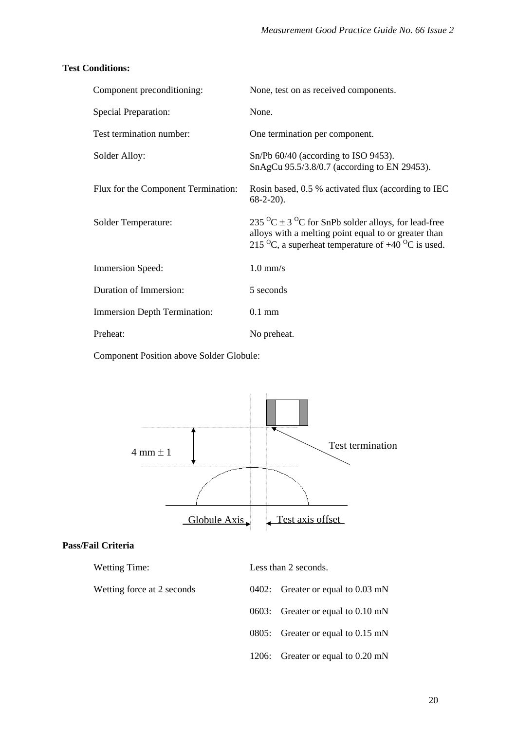**Test Conditions:**

| | |
|---|---|
| Component preconditioning: | None, test on as received components. |
| Special Preparation: | None. |
| Test termination number: | One termination per component. |
| Solder Alloy: | Sn/Pb 60/40 (according to ISO 9453).<br>SnAgCu 95.5/3.8/0.7 (according to EN 29453). |
| Flux for the Component Termination: | Rosin based, 0.5 % activated flux (according to IEC 68-2-20). |
| Solder Temperature: | 235 $^{O}$C ± 3 $^{O}$C for SnPb solder alloys, for lead-free alloys with a melting point equal to or greater than 215 $^{O}$C, a superheat temperature of +40 $^{O}$C is used. |
| Immersion Speed: | 1.0 mm/s |
| Duration of Immersion: | 5 seconds |
| Immersion Depth Termination: | 0.1 mm |
| Preheat: | No preheat. |

Component Position above Solder Globule:

4 mm ± 1

Test termination

Globule Axis

Test axis offset

**Pass/Fail Criteria**

| | |
|---|---|
| Wetting Time: | Less than 2 seconds. |
| Wetting force at 2 seconds | 0402: Greater or equal to 0.03 mN |
| | 0603: Greater or equal to 0.10 mN |
| | 0805: Greater or equal to 0.15 mN |
| | 1206: Greater or equal to 0.20 mN |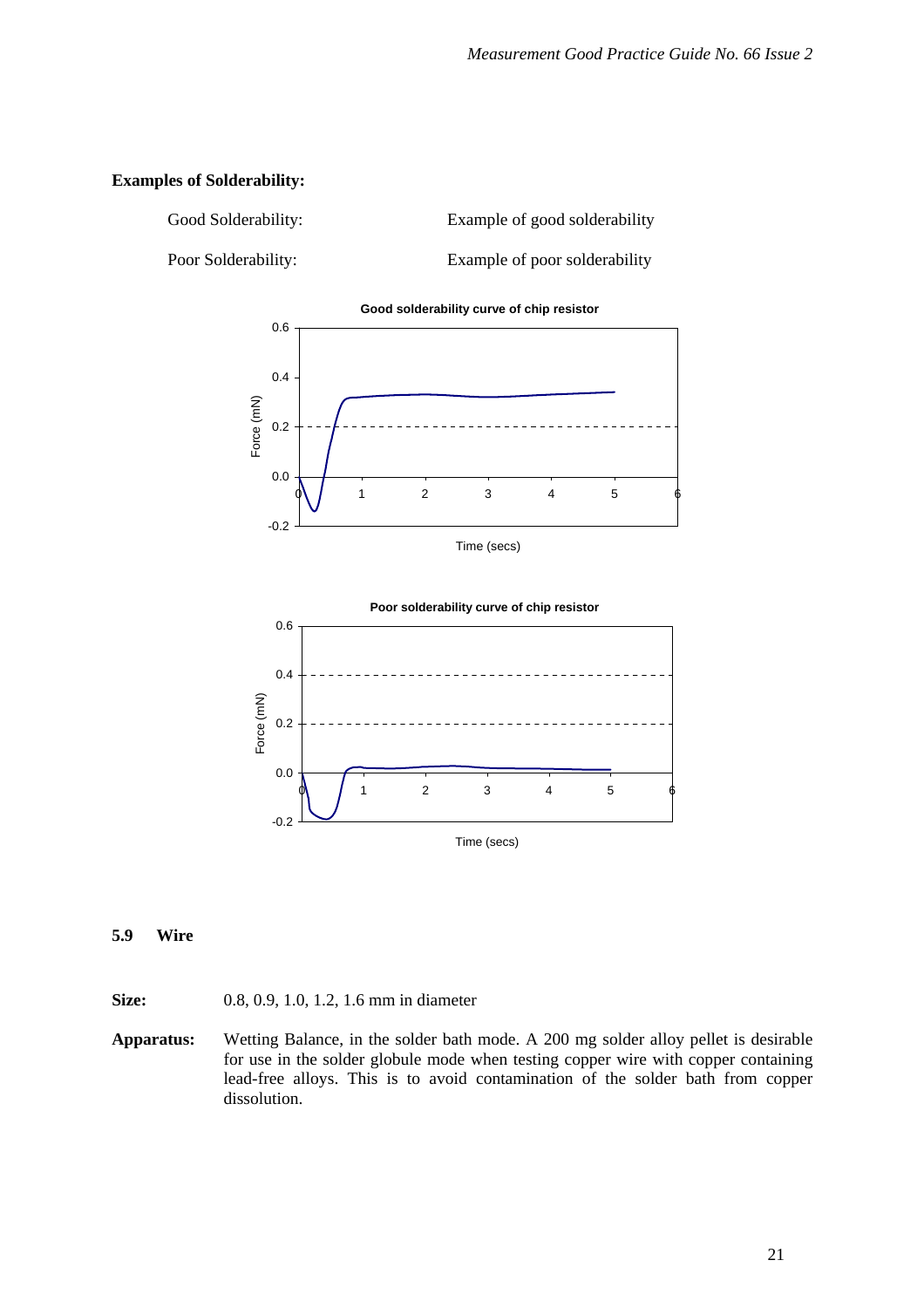**Examples of Solderability:**

Good Solderability: Example of good solderability

Poor Solderability: Example of poor solderability

**Good solderability curve of chip resistor**

**Poor solderability curve of chip resistor**

### 5.9 Wire

**Size:** 0.8, 0.9, 1.0, 1.2, 1.6 mm in diameter

**Apparatus:** Wetting Balance, in the solder bath mode. A 200 mg solder alloy pellet is desirable for use in the solder globule mode when testing copper wire with copper containing lead-free alloys. This is to avoid contamination of the solder bath from copper dissolution.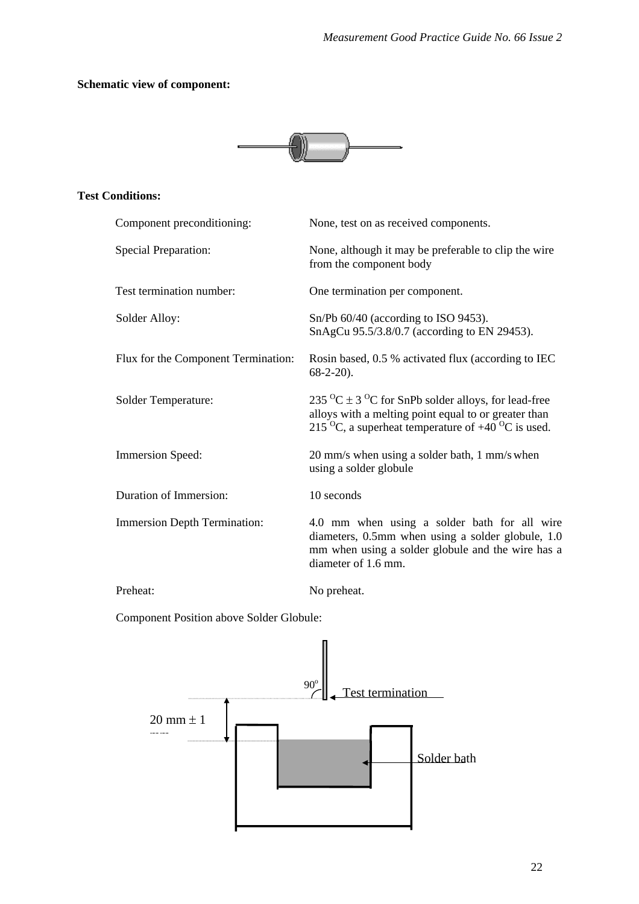**Schematic view of component:**

**Test Conditions:**

| | |
|---|---|
| Component preconditioning: | None, test on as received components. |
| Special Preparation: | None, although it may be preferable to clip the wire from the component body |
| Test termination number: | One termination per component. |
| Solder Alloy: | Sn/Pb 60/40 (according to ISO 9453).<br>SnAgCu 95.5/3.8/0.7 (according to EN 29453). |
| Flux for the Component Termination: | Rosin based, 0.5 % activated flux (according to IEC 68-2-20). |
| Solder Temperature: | 235 $^{O}$C ± 3 $^{O}$C for SnPb solder alloys, for lead-free alloys with a melting point equal to or greater than 215 $^{O}$C, a superheat temperature of +40 $^{O}$C is used. |
| Immersion Speed: | 20 mm/s when using a solder bath, 1 mm/s when using a solder globule |
| Duration of Immersion: | 10 seconds |
| Immersion Depth Termination: | 4.0 mm when using a solder bath for all wire diameters, 0.5mm when using a solder globule, 1.0 mm when using a solder globule and the wire has a diameter of 1.6 mm. |
| Preheat: | No preheat. |

Component Position above Solder Globule:

90$^{o}$

Test termination

20 mm ± 1

Solder bath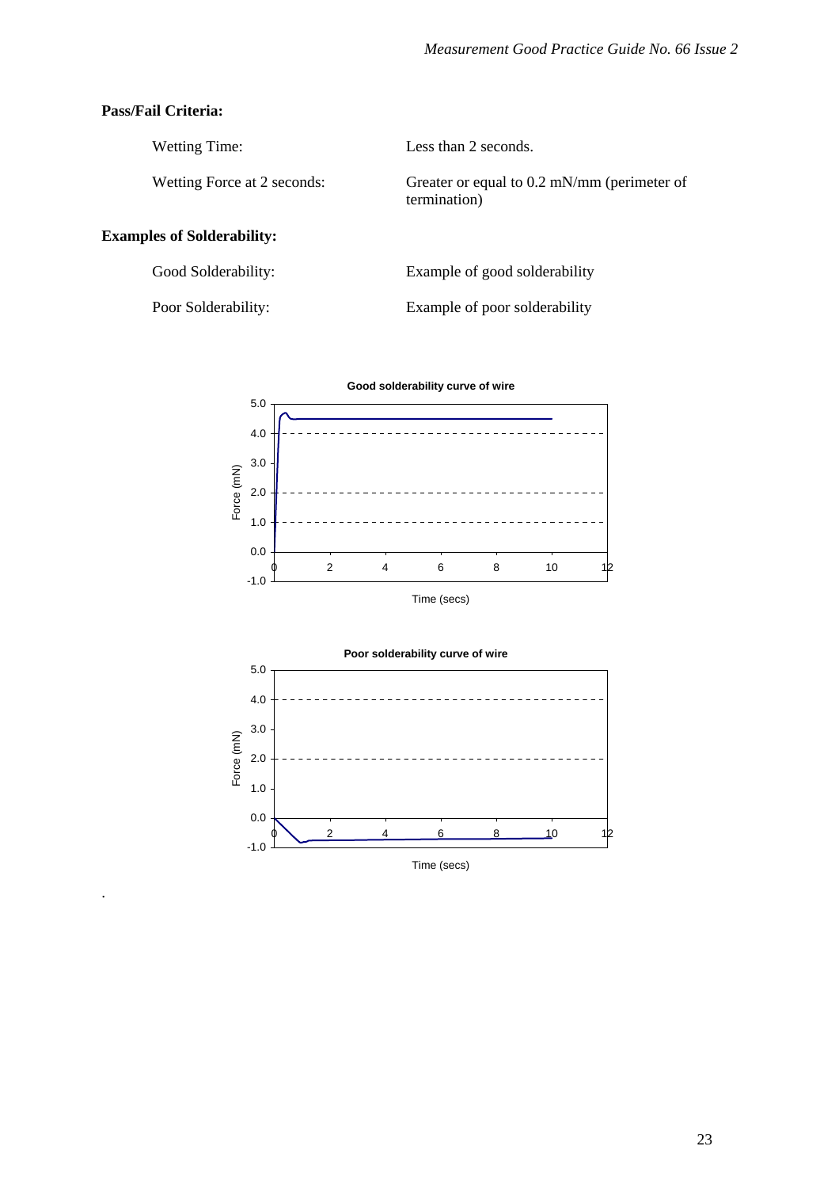**Pass/Fail Criteria:**

| | |
|---|---|
| Wetting Time: | Less than 2 seconds. |
| Wetting Force at 2 seconds: | Greater or equal to 0.2 mN/mm (perimeter of termination) |

**Examples of Solderability:**

| | |
|---|---|
| Good Solderability: | Example of good solderability |
| Poor Solderability: | Example of poor solderability |

**Good solderability curve of wire**

Force (mN) vs Time (secs)

**Poor solderability curve of wire**

Force (mN) vs Time (secs)

.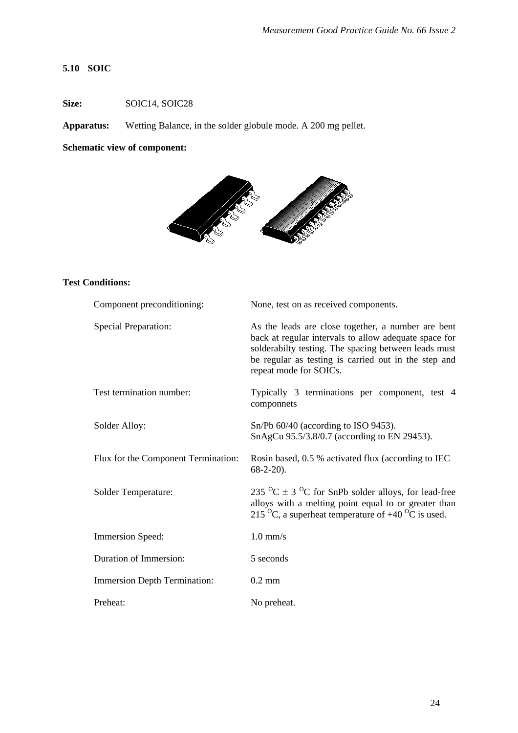## 5.10 SOIC

**Size:** SOIC14, SOIC28

**Apparatus:** Wetting Balance, in the solder globule mode. A 200 mg pellet.

**Schematic view of component:**

**Test Conditions:**

| | |
|---|---|
| Component preconditioning: | None, test on as received components. |
| Special Preparation: | As the leads are close together, a number are bent back at regular intervals to allow adequate space for solderabilty testing. The spacing between leads must be regular as testing is carried out in the step and repeat mode for SOICs. |
| Test termination number: | Typically 3 terminations per component, test 4 componnets |
| Solder Alloy: | Sn/Pb 60/40 (according to ISO 9453). SnAgCu 95.5/3.8/0.7 (according to EN 29453). |
| Flux for the Component Termination: | Rosin based, 0.5 % activated flux (according to IEC 68-2-20). |
| Solder Temperature: | 235 $^{O}$C ± 3 $^{O}$C for SnPb solder alloys, for lead-free alloys with a melting point equal to or greater than 215 $^{O}$C, a superheat temperature of +40 $^{O}$C is used. |
| Immersion Speed: | 1.0 mm/s |
| Duration of Immersion: | 5 seconds |
| Immersion Depth Termination: | 0.2 mm |
| Preheat: | No preheat. |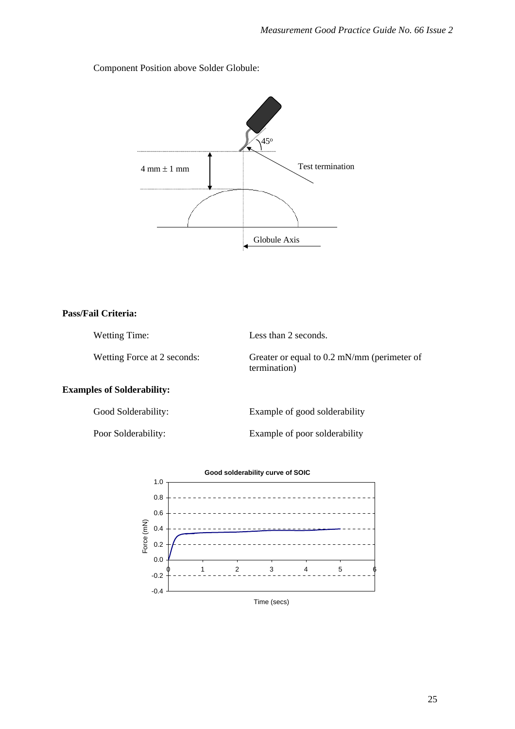Component Position above Solder Globule:

4 mm ± 1 mm

45°

Test termination

Globule Axis

**Pass/Fail Criteria:**

| | |
|---|---|
| Wetting Time: | Less than 2 seconds. |
| Wetting Force at 2 seconds: | Greater or equal to 0.2 mN/mm (perimeter of termination) |

**Examples of Solderability:**

| | |
|---|---|
| Good Solderability: | Example of good solderability |
| Poor Solderability: | Example of poor solderability |

**Good solderability curve of SOIC**

Force (mN)

Time (secs)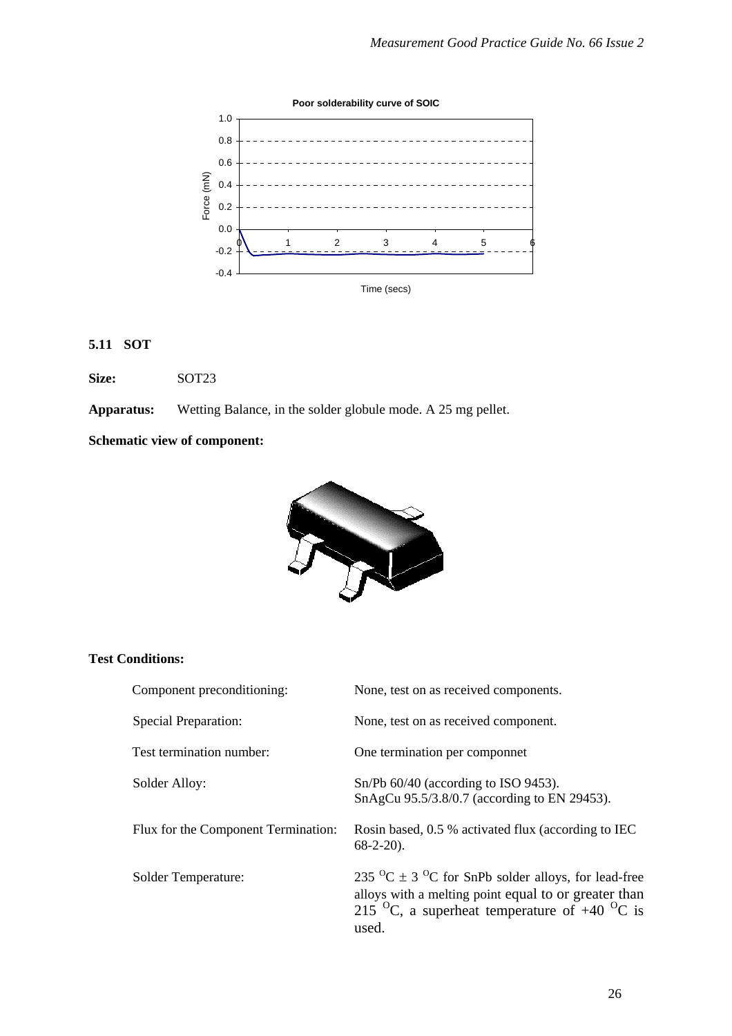Poor solderability curve of SOIC

### 5.11 SOT

**Size:** SOT23

**Apparatus:** Wetting Balance, in the solder globule mode. A 25 mg pellet.

**Schematic view of component:**

**Test Conditions:**

| | |
|---|---|
| Component preconditioning: | None, test on as received components. |
| Special Preparation: | None, test on as received component. |
| Test termination number: | One termination per componnet |
| Solder Alloy: | Sn/Pb 60/40 (according to ISO 9453).<br>SnAgCu 95.5/3.8/0.7 (according to EN 29453). |
| Flux for the Component Termination: | Rosin based, 0.5 % activated flux (according to IEC 68-2-20). |
| Solder Temperature: | 235 $^{O}$C ± 3 $^{O}$C for SnPb solder alloys, for lead-free alloys with a melting point equal to or greater than 215 $^{O}$C, a superheat temperature of +40 $^{O}$C is used. |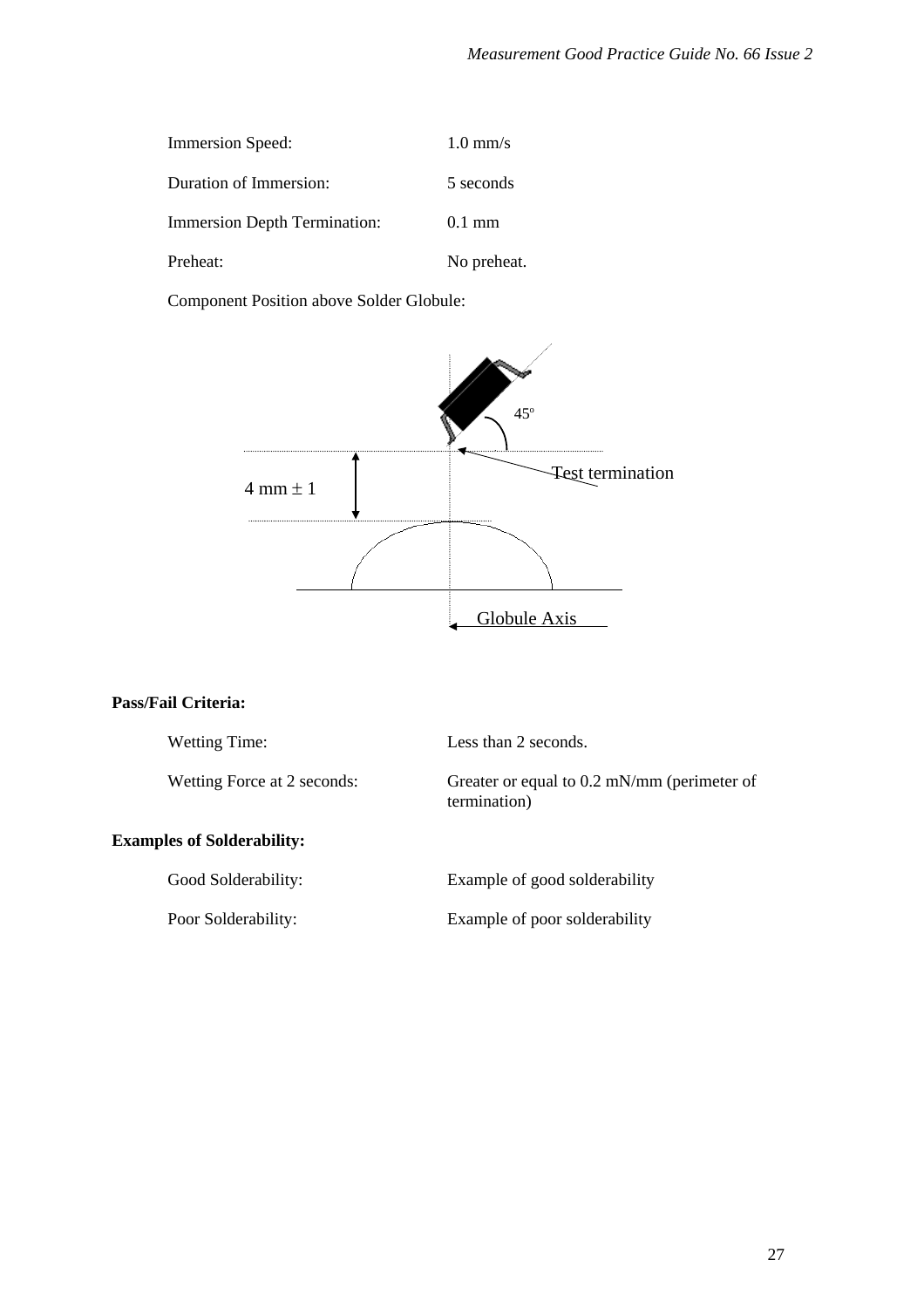Immersion Speed: 1.0 mm/s

Duration of Immersion: 5 seconds

Immersion Depth Termination: 0.1 mm

Preheat: No preheat.

Component Position above Solder Globule:

45º

Test termination

4 mm ± 1

Globule Axis

**Pass/Fail Criteria:**

Wetting Time: Less than 2 seconds.

Wetting Force at 2 seconds: Greater or equal to 0.2 mN/mm (perimeter of termination)

**Examples of Solderability:**

Good Solderability: Example of good solderability

Poor Solderability: Example of poor solderability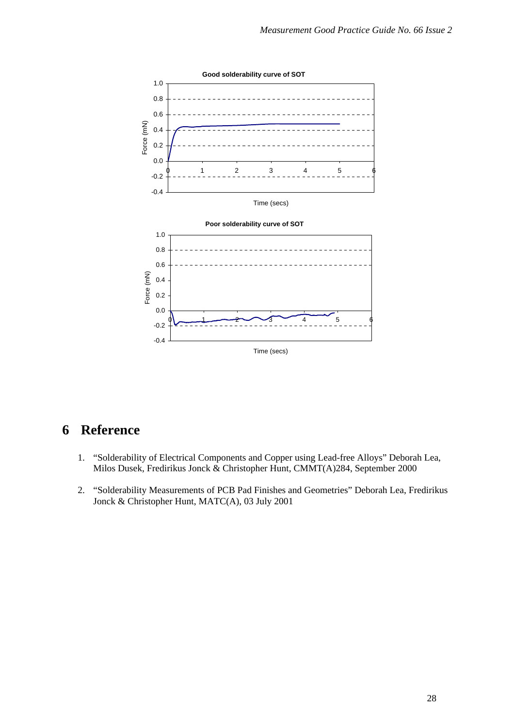Good solderability curve of SOT

Force (mN)

1.0
0.8
0.6
0.4
0.2
0.0
-0.2
-0.4

0 1 2 3 4 5 6

Time (secs)

Poor solderability curve of SOT

Force (mN)

1.0
0.8
0.6
0.4
0.2
0.0
-0.2
-0.4

0 1 2 3 4 5 6

Time (secs)

# 6 Reference

1. "Solderability of Electrical Components and Copper using Lead-free Alloys" Deborah Lea, Milos Dusek, Fredirikus Jonck & Christopher Hunt, CMMT(A)284, September 2000

2. "Solderability Measurements of PCB Pad Finishes and Geometries" Deborah Lea, Fredirikus Jonck & Christopher Hunt, MATC(A), 03 July 2001